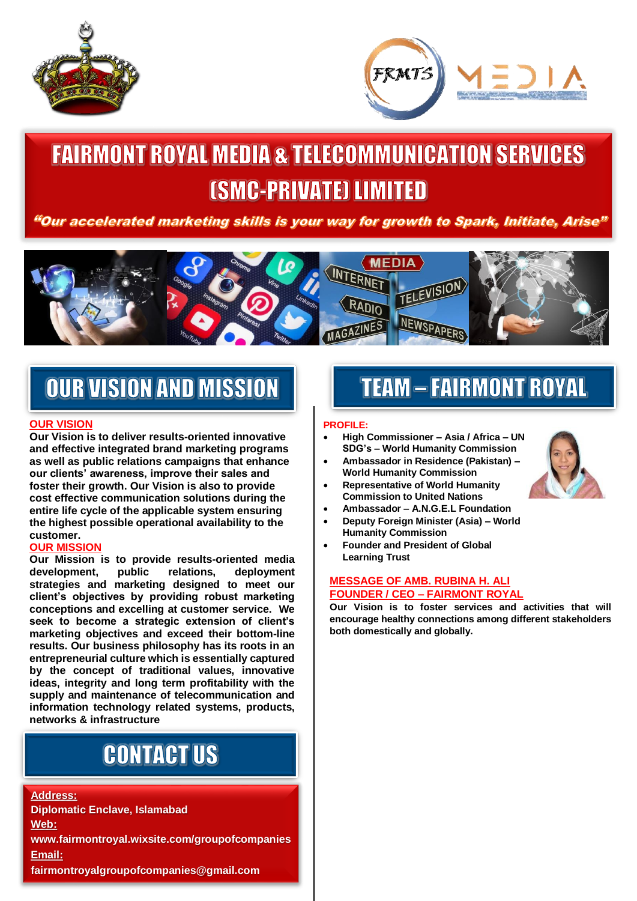# FAIRMONT ROYAL MEDIA & TELECOMMUNICATION SERVICES (SMC-PRIVATE) LIMITED

***"Our accelerated marketing skills is your way for growth to Spark, Initiate, Arise"***

## OUR VISION AND MISSION

**OUR VISION**

**Our Vision is to deliver results-oriented innovative and effective integrated brand marketing programs as well as public relations campaigns that enhance our clients' awareness, improve their sales and foster their growth. Our Vision is also to provide cost effective communication solutions during the entire life cycle of the applicable system ensuring the highest possible operational availability to the customer.**

**OUR MISSION**

**Our Mission is to provide results-oriented media development, public relations, deployment strategies and marketing designed to meet our client's objectives by providing robust marketing conceptions and excelling at customer service. We seek to become a strategic extension of client's marketing objectives and exceed their bottom-line results. Our business philosophy has its roots in an entrepreneurial culture which is essentially captured by the concept of traditional values, innovative ideas, integrity and long term profitability with the supply and maintenance of telecommunication and information technology related systems, products, networks & infrastructure**

## CONTACT US

**Address:**
**Diplomatic Enclave, Islamabad**
**Web:**
**www.fairmontroyal.wixsite.com/groupofcompanies**
**Email:**
**fairmontroyalgroupofcompanies@gmail.com**

## TEAM – FAIRMONT ROYAL

**PROFILE:**

- **High Commissioner – Asia / Africa – UN SDG's – World Humanity Commission**
- **Ambassador in Residence (Pakistan) – World Humanity Commission**
- **Representative of World Humanity Commission to United Nations**
- **Ambassador – A.N.G.E.L Foundation**
- **Deputy Foreign Minister (Asia) – World Humanity Commission**
- **Founder and President of Global Learning Trust**

**MESSAGE OF AMB. RUBINA H. ALI**
**FOUNDER / CEO – FAIRMONT ROYAL**

**Our Vision is to foster services and activities that will encourage healthy connections among different stakeholders both domestically and globally.**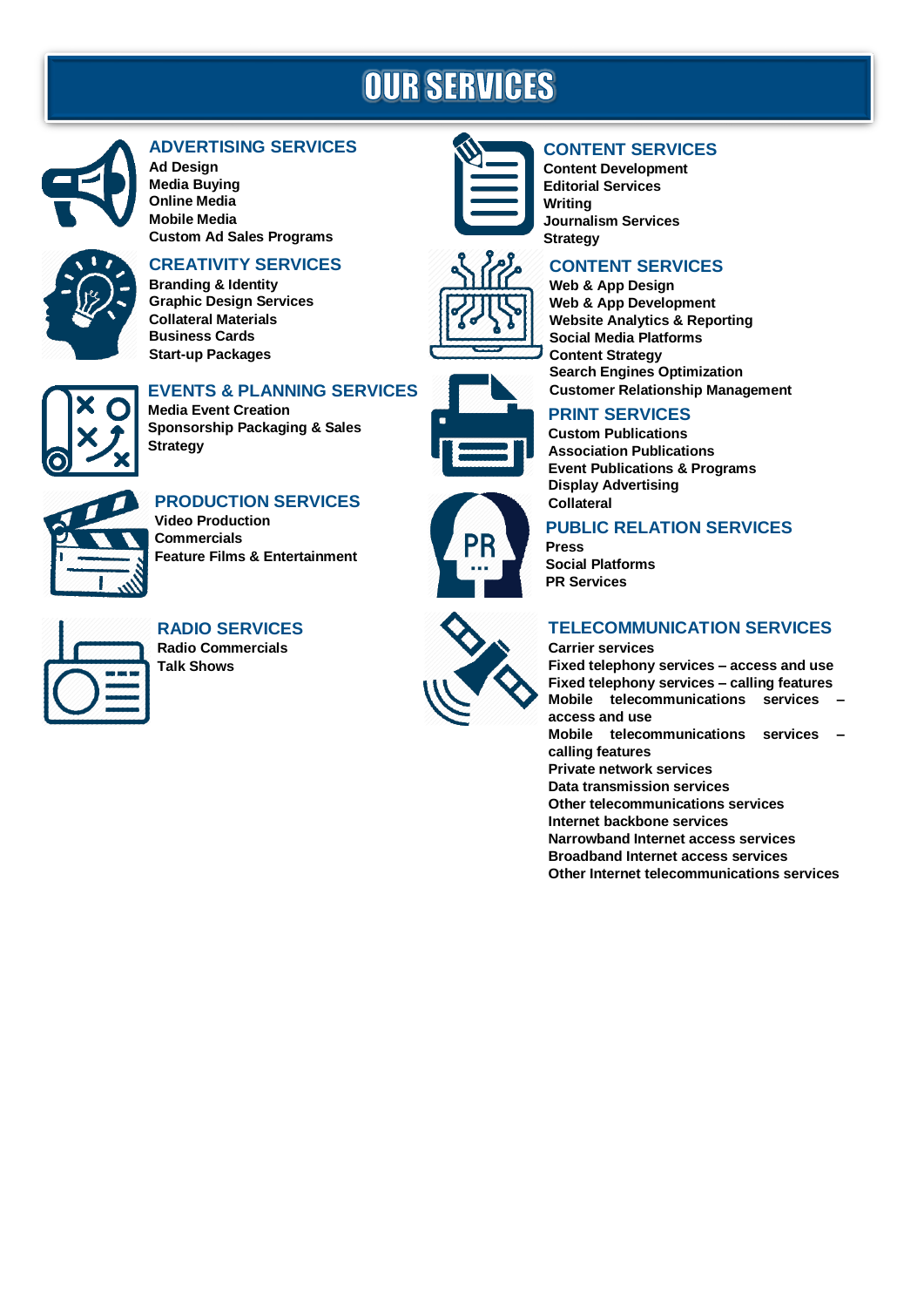# OUR SERVICES

## ADVERTISING SERVICES

**Ad Design**
**Media Buying**
**Online Media**
**Mobile Media**
**Custom Ad Sales Programs**

## CREATIVITY SERVICES

**Branding & Identity**
**Graphic Design Services**
**Collateral Materials**
**Business Cards**
**Start-up Packages**

## EVENTS & PLANNING SERVICES

**Media Event Creation**
**Sponsorship Packaging & Sales**
**Strategy**

## PRODUCTION SERVICES

**Video Production**
**Commercials**
**Feature Films & Entertainment**

## RADIO SERVICES

**Radio Commercials**
**Talk Shows**

## CONTENT SERVICES

**Content Development**
**Editorial Services**
**Writing**
**Journalism Services**
**Strategy**

## CONTENT SERVICES

**Web & App Design**
**Web & App Development**
**Website Analytics & Reporting**
**Social Media Platforms**
**Content Strategy**
**Search Engines Optimization**
**Customer Relationship Management**

## PRINT SERVICES

**Custom Publications**
**Association Publications**
**Event Publications & Programs**
**Display Advertising**
**Collateral**

## PUBLIC RELATION SERVICES

**Press**
**Social Platforms**
**PR Services**

## TELECOMMUNICATION SERVICES

**Carrier services**
**Fixed telephony services – access and use**
**Fixed telephony services – calling features**
**Mobile telecommunications services – access and use**
**Mobile telecommunications services – calling features**
**Private network services**
**Data transmission services**
**Other telecommunications services**
**Internet backbone services**
**Narrowband Internet access services**
**Broadband Internet access services**
**Other Internet telecommunications services**